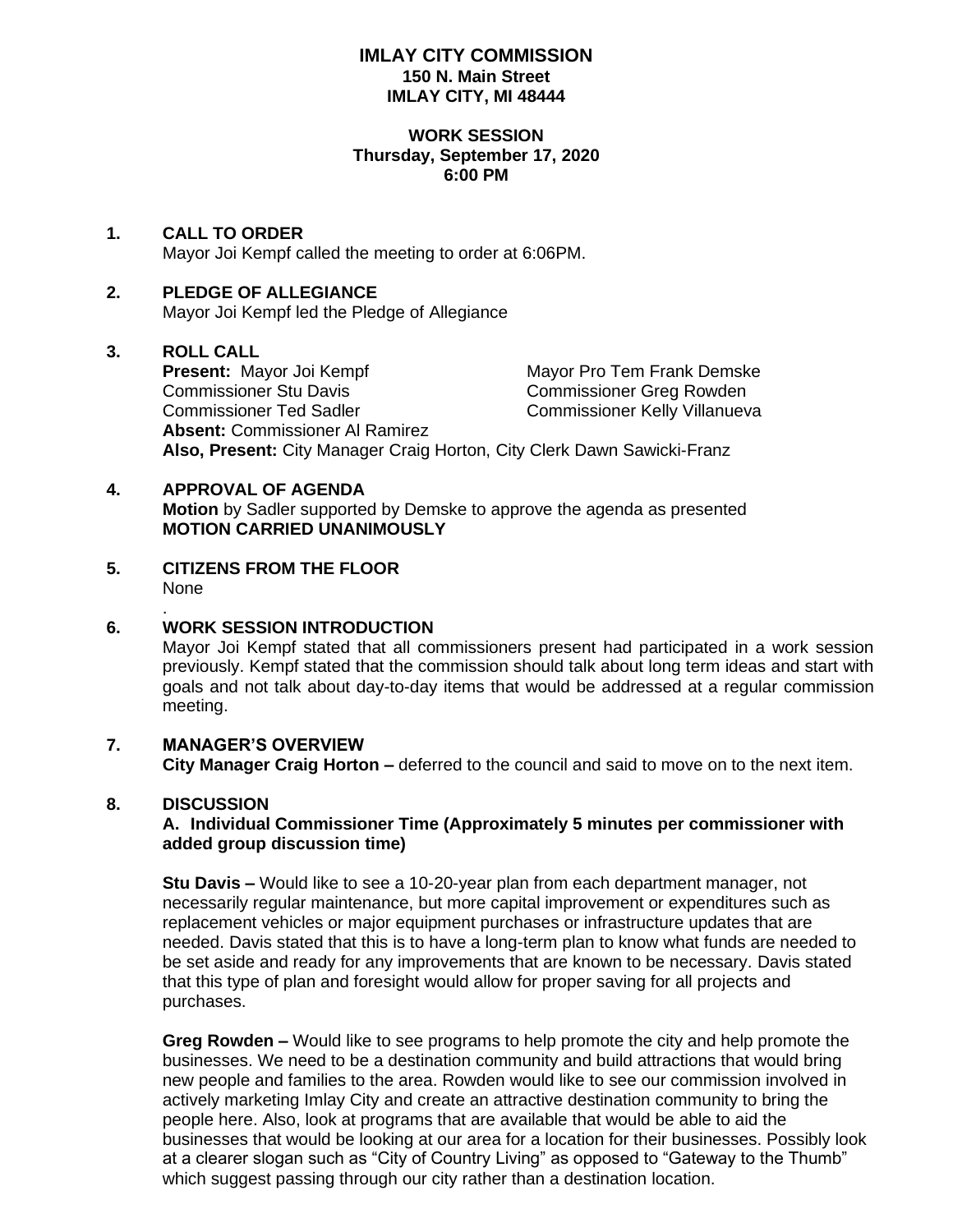**IMLAY CITY COMMISSION**
**150 N. Main Street**
**IMLAY CITY, MI 48444**

**WORK SESSION**
**Thursday, September 17, 2020**
**6:00 PM**

**1. CALL TO ORDER**
Mayor Joi Kempf called the meeting to order at 6:06PM.

**2. PLEDGE OF ALLEGIANCE**
Mayor Joi Kempf led the Pledge of Allegiance

**3. ROLL CALL**
**Present:** Mayor Joi Kempf
Mayor Pro Tem Frank Demske
Commissioner Stu Davis
Commissioner Greg Rowden
Commissioner Ted Sadler
Commissioner Kelly Villanueva
**Absent:** Commissioner Al Ramirez
**Also, Present:** City Manager Craig Horton, City Clerk Dawn Sawicki-Franz

**4. APPROVAL OF AGENDA**
**Motion** by Sadler supported by Demske to approve the agenda as presented
**MOTION CARRIED UNANIMOUSLY**

**5. CITIZENS FROM THE FLOOR**
None
.

**6. WORK SESSION INTRODUCTION**
Mayor Joi Kempf stated that all commissioners present had participated in a work session previously. Kempf stated that the commission should talk about long term ideas and start with goals and not talk about day-to-day items that would be addressed at a regular commission meeting.

**7. MANAGER'S OVERVIEW**
**City Manager Craig Horton –** deferred to the council and said to move on to the next item.

**8. DISCUSSION**
**A. Individual Commissioner Time (Approximately 5 minutes per commissioner with added group discussion time)**

**Stu Davis –** Would like to see a 10-20-year plan from each department manager, not necessarily regular maintenance, but more capital improvement or expenditures such as replacement vehicles or major equipment purchases or infrastructure updates that are needed. Davis stated that this is to have a long-term plan to know what funds are needed to be set aside and ready for any improvements that are known to be necessary. Davis stated that this type of plan and foresight would allow for proper saving for all projects and purchases.

**Greg Rowden –** Would like to see programs to help promote the city and help promote the businesses. We need to be a destination community and build attractions that would bring new people and families to the area. Rowden would like to see our commission involved in actively marketing Imlay City and create an attractive destination community to bring the people here. Also, look at programs that are available that would be able to aid the businesses that would be looking at our area for a location for their businesses. Possibly look at a clearer slogan such as "City of Country Living" as opposed to "Gateway to the Thumb" which suggest passing through our city rather than a destination location.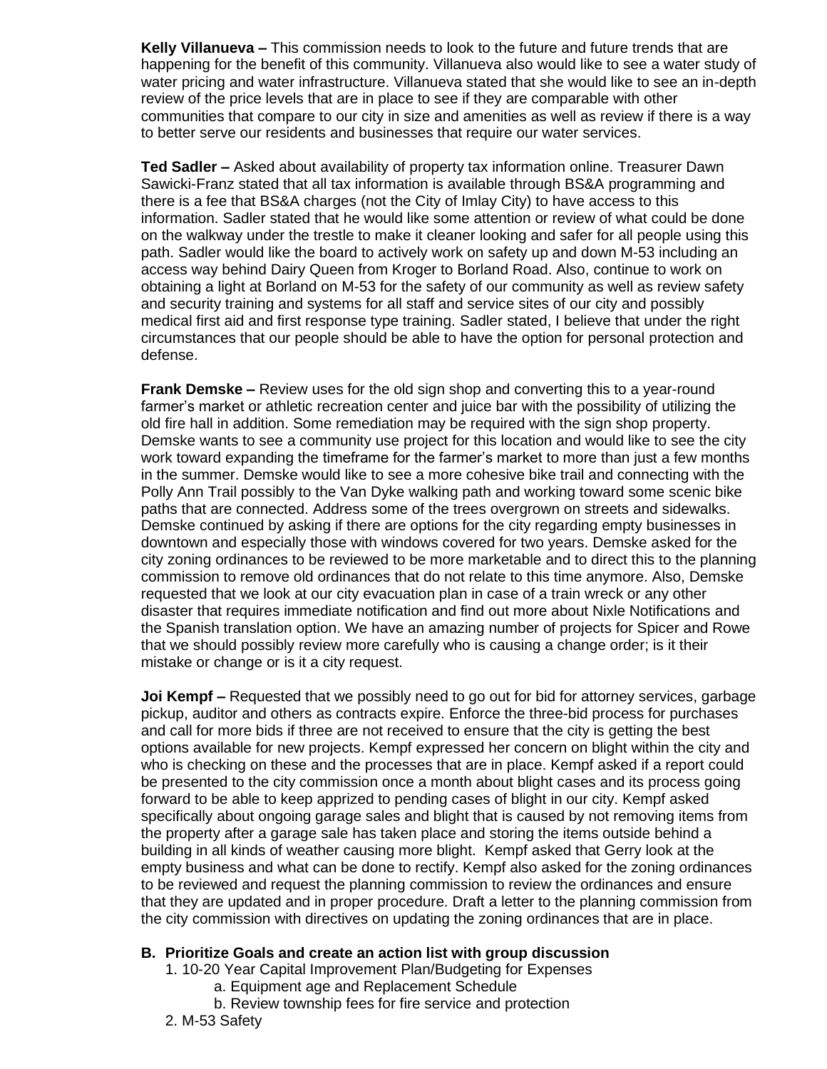**Kelly Villanueva –** This commission needs to look to the future and future trends that are happening for the benefit of this community. Villanueva also would like to see a water study of water pricing and water infrastructure. Villanueva stated that she would like to see an in-depth review of the price levels that are in place to see if they are comparable with other communities that compare to our city in size and amenities as well as review if there is a way to better serve our residents and businesses that require our water services.

**Ted Sadler –** Asked about availability of property tax information online. Treasurer Dawn Sawicki-Franz stated that all tax information is available through BS&A programming and there is a fee that BS&A charges (not the City of Imlay City) to have access to this information. Sadler stated that he would like some attention or review of what could be done on the walkway under the trestle to make it cleaner looking and safer for all people using this path. Sadler would like the board to actively work on safety up and down M-53 including an access way behind Dairy Queen from Kroger to Borland Road. Also, continue to work on obtaining a light at Borland on M-53 for the safety of our community as well as review safety and security training and systems for all staff and service sites of our city and possibly medical first aid and first response type training. Sadler stated, I believe that under the right circumstances that our people should be able to have the option for personal protection and defense.

**Frank Demske –** Review uses for the old sign shop and converting this to a year-round farmer's market or athletic recreation center and juice bar with the possibility of utilizing the old fire hall in addition. Some remediation may be required with the sign shop property. Demske wants to see a community use project for this location and would like to see the city work toward expanding the timeframe for the farmer's market to more than just a few months in the summer. Demske would like to see a more cohesive bike trail and connecting with the Polly Ann Trail possibly to the Van Dyke walking path and working toward some scenic bike paths that are connected. Address some of the trees overgrown on streets and sidewalks. Demske continued by asking if there are options for the city regarding empty businesses in downtown and especially those with windows covered for two years. Demske asked for the city zoning ordinances to be reviewed to be more marketable and to direct this to the planning commission to remove old ordinances that do not relate to this time anymore. Also, Demske requested that we look at our city evacuation plan in case of a train wreck or any other disaster that requires immediate notification and find out more about Nixle Notifications and the Spanish translation option. We have an amazing number of projects for Spicer and Rowe that we should possibly review more carefully who is causing a change order; is it their mistake or change or is it a city request.

**Joi Kempf –** Requested that we possibly need to go out for bid for attorney services, garbage pickup, auditor and others as contracts expire. Enforce the three-bid process for purchases and call for more bids if three are not received to ensure that the city is getting the best options available for new projects. Kempf expressed her concern on blight within the city and who is checking on these and the processes that are in place. Kempf asked if a report could be presented to the city commission once a month about blight cases and its process going forward to be able to keep apprized to pending cases of blight in our city. Kempf asked specifically about ongoing garage sales and blight that is caused by not removing items from the property after a garage sale has taken place and storing the items outside behind a building in all kinds of weather causing more blight. Kempf asked that Gerry look at the empty business and what can be done to rectify. Kempf also asked for the zoning ordinances to be reviewed and request the planning commission to review the ordinances and ensure that they are updated and in proper procedure. Draft a letter to the planning commission from the city commission with directives on updating the zoning ordinances that are in place.

**B. Prioritize Goals and create an action list with group discussion**

1. 10-20 Year Capital Improvement Plan/Budgeting for Expenses
    a. Equipment age and Replacement Schedule
    b. Review township fees for fire service and protection
2. M-53 Safety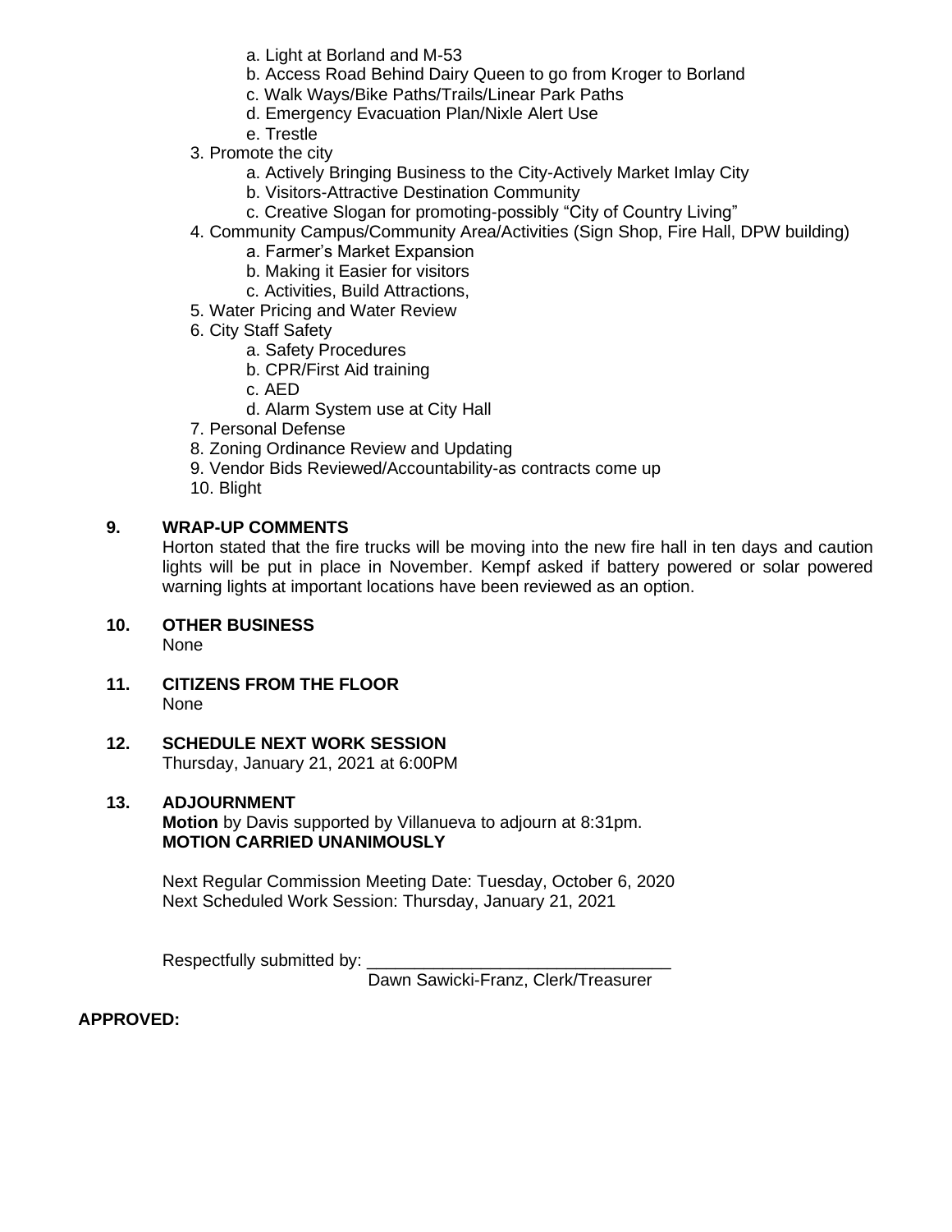- a. Light at Borland and M-53
   - b. Access Road Behind Dairy Queen to go from Kroger to Borland
   - c. Walk Ways/Bike Paths/Trails/Linear Park Paths
   - d. Emergency Evacuation Plan/Nixle Alert Use
   - e. Trestle

3. Promote the city
   - a. Actively Bringing Business to the City-Actively Market Imlay City
   - b. Visitors-Attractive Destination Community
   - c. Creative Slogan for promoting-possibly "City of Country Living"
4. Community Campus/Community Area/Activities (Sign Shop, Fire Hall, DPW building)
   - a. Farmer's Market Expansion
   - b. Making it Easier for visitors
   - c. Activities, Build Attractions,
5. Water Pricing and Water Review
6. City Staff Safety
   - a. Safety Procedures
   - b. CPR/First Aid training
   - c. AED
   - d. Alarm System use at City Hall
7. Personal Defense
8. Zoning Ordinance Review and Updating
9. Vendor Bids Reviewed/Accountability-as contracts come up
10. Blight

**9. WRAP-UP COMMENTS**

Horton stated that the fire trucks will be moving into the new fire hall in ten days and caution lights will be put in place in November. Kempf asked if battery powered or solar powered warning lights at important locations have been reviewed as an option.

**10. OTHER BUSINESS**

None

**11. CITIZENS FROM THE FLOOR**

None

**12. SCHEDULE NEXT WORK SESSION**

Thursday, January 21, 2021 at 6:00PM

**13. ADJOURNMENT**

**Motion** by Davis supported by Villanueva to adjourn at 8:31pm.
**MOTION CARRIED UNANIMOUSLY**

Next Regular Commission Meeting Date: Tuesday, October 6, 2020
Next Scheduled Work Session: Thursday, January 21, 2021

Respectfully submitted by: ________________________________
Dawn Sawicki-Franz, Clerk/Treasurer

**APPROVED:**